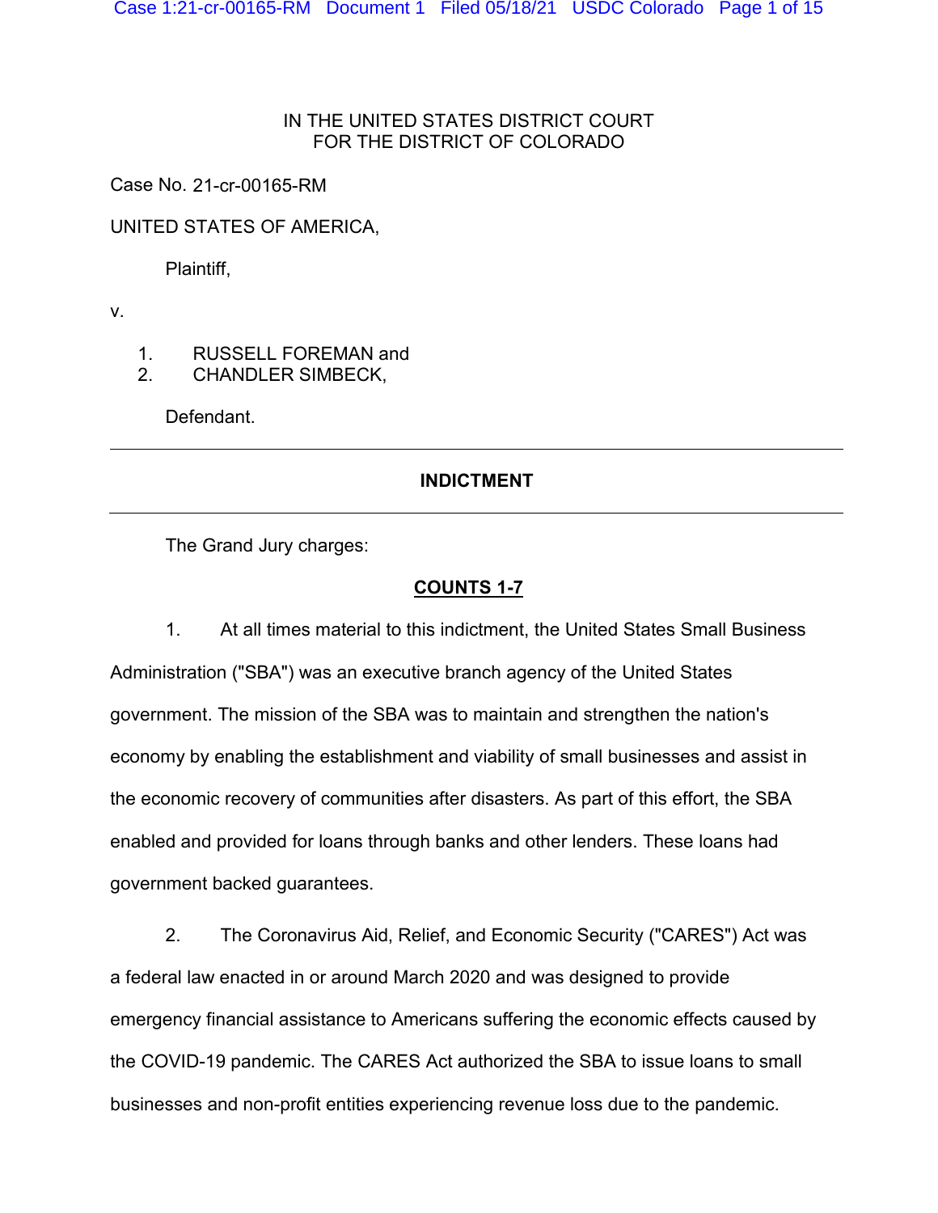IN THE UNITED STATES DISTRICT COURT
FOR THE DISTRICT OF COLORADO

Case No. 21-cr-00165-RM

UNITED STATES OF AMERICA,

Plaintiff,

v.

1. RUSSELL FOREMAN and
2. CHANDLER SIMBECK,

Defendant.

---

**INDICTMENT**

---

The Grand Jury charges:

**COUNTS 1-7**

1. At all times material to this indictment, the United States Small Business Administration ("SBA") was an executive branch agency of the United States government. The mission of the SBA was to maintain and strengthen the nation's economy by enabling the establishment and viability of small businesses and assist in the economic recovery of communities after disasters. As part of this effort, the SBA enabled and provided for loans through banks and other lenders. These loans had government backed guarantees.

2. The Coronavirus Aid, Relief, and Economic Security ("CARES") Act was a federal law enacted in or around March 2020 and was designed to provide emergency financial assistance to Americans suffering the economic effects caused by the COVID-19 pandemic. The CARES Act authorized the SBA to issue loans to small businesses and non-profit entities experiencing revenue loss due to the pandemic.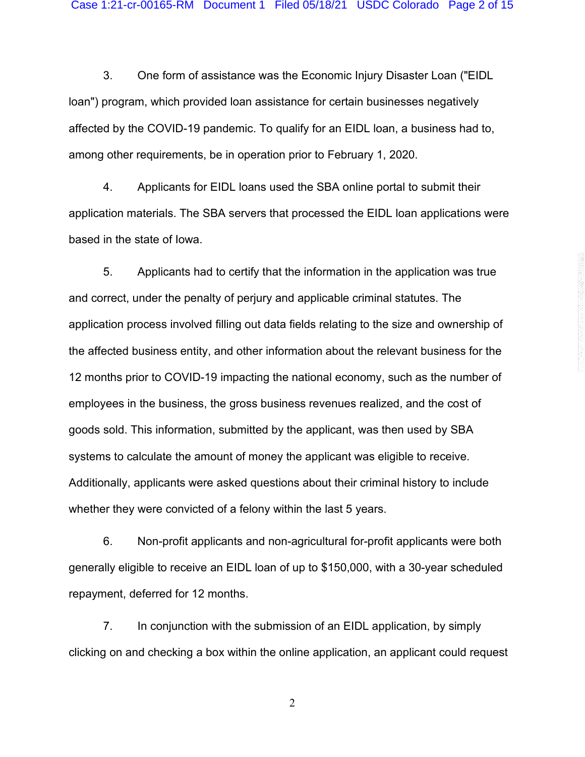3. One form of assistance was the Economic Injury Disaster Loan ("EIDL loan") program, which provided loan assistance for certain businesses negatively affected by the COVID-19 pandemic. To qualify for an EIDL loan, a business had to, among other requirements, be in operation prior to February 1, 2020.

4. Applicants for EIDL loans used the SBA online portal to submit their application materials. The SBA servers that processed the EIDL loan applications were based in the state of Iowa.

5. Applicants had to certify that the information in the application was true and correct, under the penalty of perjury and applicable criminal statutes. The application process involved filling out data fields relating to the size and ownership of the affected business entity, and other information about the relevant business for the 12 months prior to COVID-19 impacting the national economy, such as the number of employees in the business, the gross business revenues realized, and the cost of goods sold. This information, submitted by the applicant, was then used by SBA systems to calculate the amount of money the applicant was eligible to receive. Additionally, applicants were asked questions about their criminal history to include whether they were convicted of a felony within the last 5 years.

6. Non-profit applicants and non-agricultural for-profit applicants were both generally eligible to receive an EIDL loan of up to $150,000, with a 30-year scheduled repayment, deferred for 12 months.

7. In conjunction with the submission of an EIDL application, by simply clicking on and checking a box within the online application, an applicant could request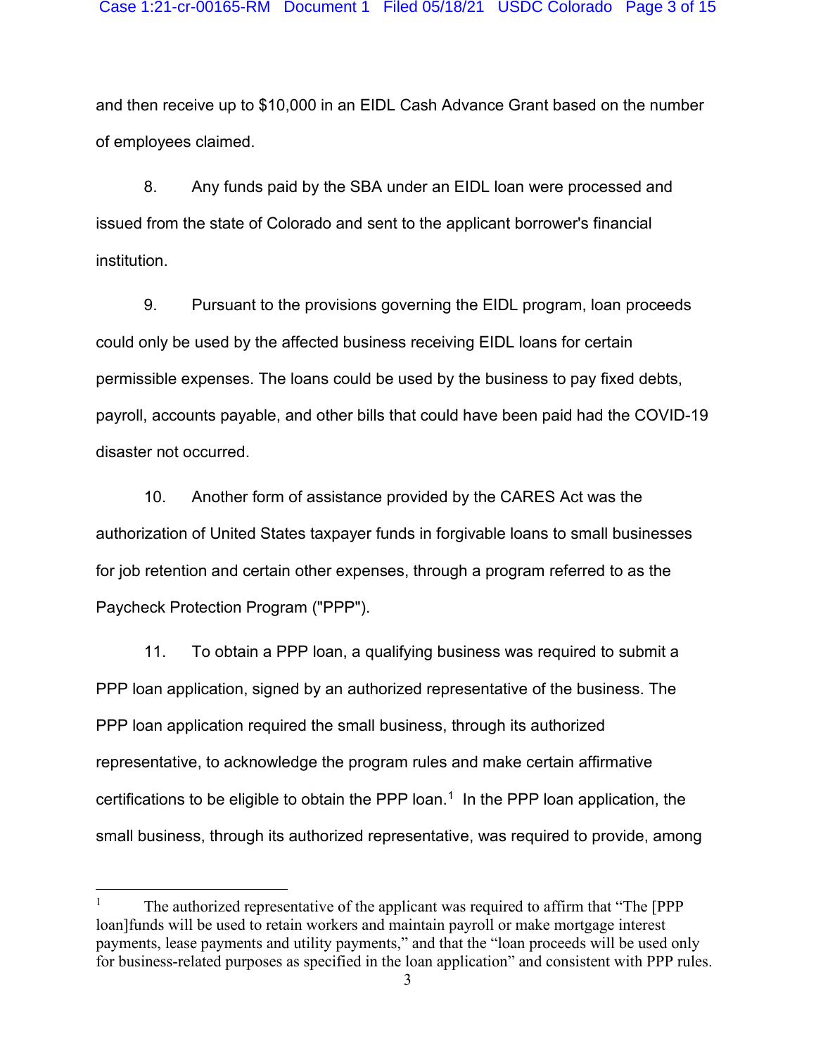and then receive up to $10,000 in an EIDL Cash Advance Grant based on the number of employees claimed.

8. Any funds paid by the SBA under an EIDL loan were processed and issued from the state of Colorado and sent to the applicant borrower's financial institution.

9. Pursuant to the provisions governing the EIDL program, loan proceeds could only be used by the affected business receiving EIDL loans for certain permissible expenses. The loans could be used by the business to pay fixed debts, payroll, accounts payable, and other bills that could have been paid had the COVID-19 disaster not occurred.

10. Another form of assistance provided by the CARES Act was the authorization of United States taxpayer funds in forgivable loans to small businesses for job retention and certain other expenses, through a program referred to as the Paycheck Protection Program ("PPP").

11. To obtain a PPP loan, a qualifying business was required to submit a PPP loan application, signed by an authorized representative of the business. The PPP loan application required the small business, through its authorized representative, to acknowledge the program rules and make certain affirmative certifications to be eligible to obtain the PPP loan.[1] In the PPP loan application, the small business, through its authorized representative, was required to provide, among

---

[1] The authorized representative of the applicant was required to affirm that "The [PPP loan]funds will be used to retain workers and maintain payroll or make mortgage interest payments, lease payments and utility payments," and that the "loan proceeds will be used only for business-related purposes as specified in the loan application" and consistent with PPP rules.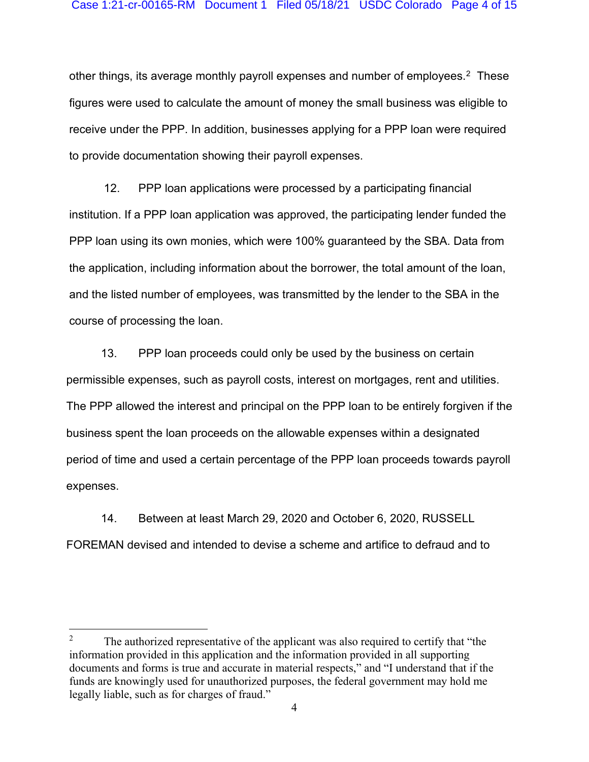other things, its average monthly payroll expenses and number of employees.[2] These figures were used to calculate the amount of money the small business was eligible to receive under the PPP. In addition, businesses applying for a PPP loan were required to provide documentation showing their payroll expenses.

12. PPP loan applications were processed by a participating financial institution. If a PPP loan application was approved, the participating lender funded the PPP loan using its own monies, which were 100% guaranteed by the SBA. Data from the application, including information about the borrower, the total amount of the loan, and the listed number of employees, was transmitted by the lender to the SBA in the course of processing the loan.

13. PPP loan proceeds could only be used by the business on certain permissible expenses, such as payroll costs, interest on mortgages, rent and utilities. The PPP allowed the interest and principal on the PPP loan to be entirely forgiven if the business spent the loan proceeds on the allowable expenses within a designated period of time and used a certain percentage of the PPP loan proceeds towards payroll expenses.

14. Between at least March 29, 2020 and October 6, 2020, RUSSELL FOREMAN devised and intended to devise a scheme and artifice to defraud and to

---

[2] The authorized representative of the applicant was also required to certify that "the information provided in this application and the information provided in all supporting documents and forms is true and accurate in material respects," and "I understand that if the funds are knowingly used for unauthorized purposes, the federal government may hold me legally liable, such as for charges of fraud."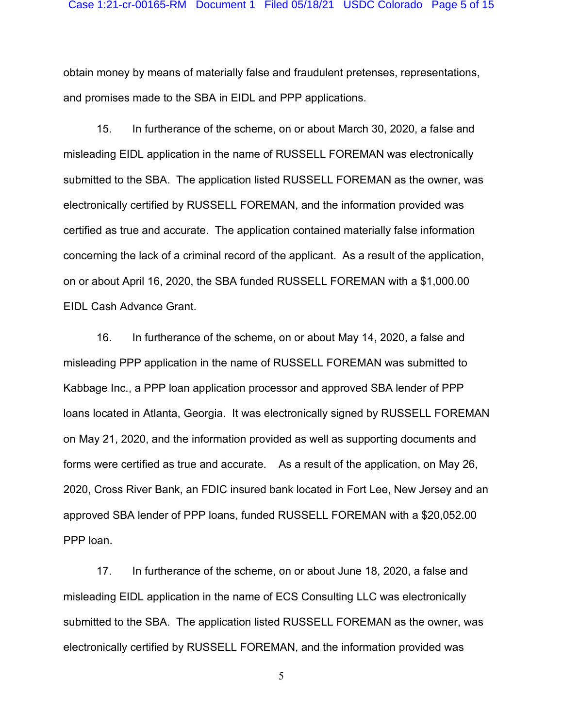obtain money by means of materially false and fraudulent pretenses, representations, and promises made to the SBA in EIDL and PPP applications.

15. In furtherance of the scheme, on or about March 30, 2020, a false and misleading EIDL application in the name of RUSSELL FOREMAN was electronically submitted to the SBA. The application listed RUSSELL FOREMAN as the owner, was electronically certified by RUSSELL FOREMAN, and the information provided was certified as true and accurate. The application contained materially false information concerning the lack of a criminal record of the applicant. As a result of the application, on or about April 16, 2020, the SBA funded RUSSELL FOREMAN with a $1,000.00 EIDL Cash Advance Grant.

16. In furtherance of the scheme, on or about May 14, 2020, a false and misleading PPP application in the name of RUSSELL FOREMAN was submitted to Kabbage Inc., a PPP loan application processor and approved SBA lender of PPP loans located in Atlanta, Georgia. It was electronically signed by RUSSELL FOREMAN on May 21, 2020, and the information provided as well as supporting documents and forms were certified as true and accurate. As a result of the application, on May 26, 2020, Cross River Bank, an FDIC insured bank located in Fort Lee, New Jersey and an approved SBA lender of PPP loans, funded RUSSELL FOREMAN with a $20,052.00 PPP loan.

17. In furtherance of the scheme, on or about June 18, 2020, a false and misleading EIDL application in the name of ECS Consulting LLC was electronically submitted to the SBA. The application listed RUSSELL FOREMAN as the owner, was electronically certified by RUSSELL FOREMAN, and the information provided was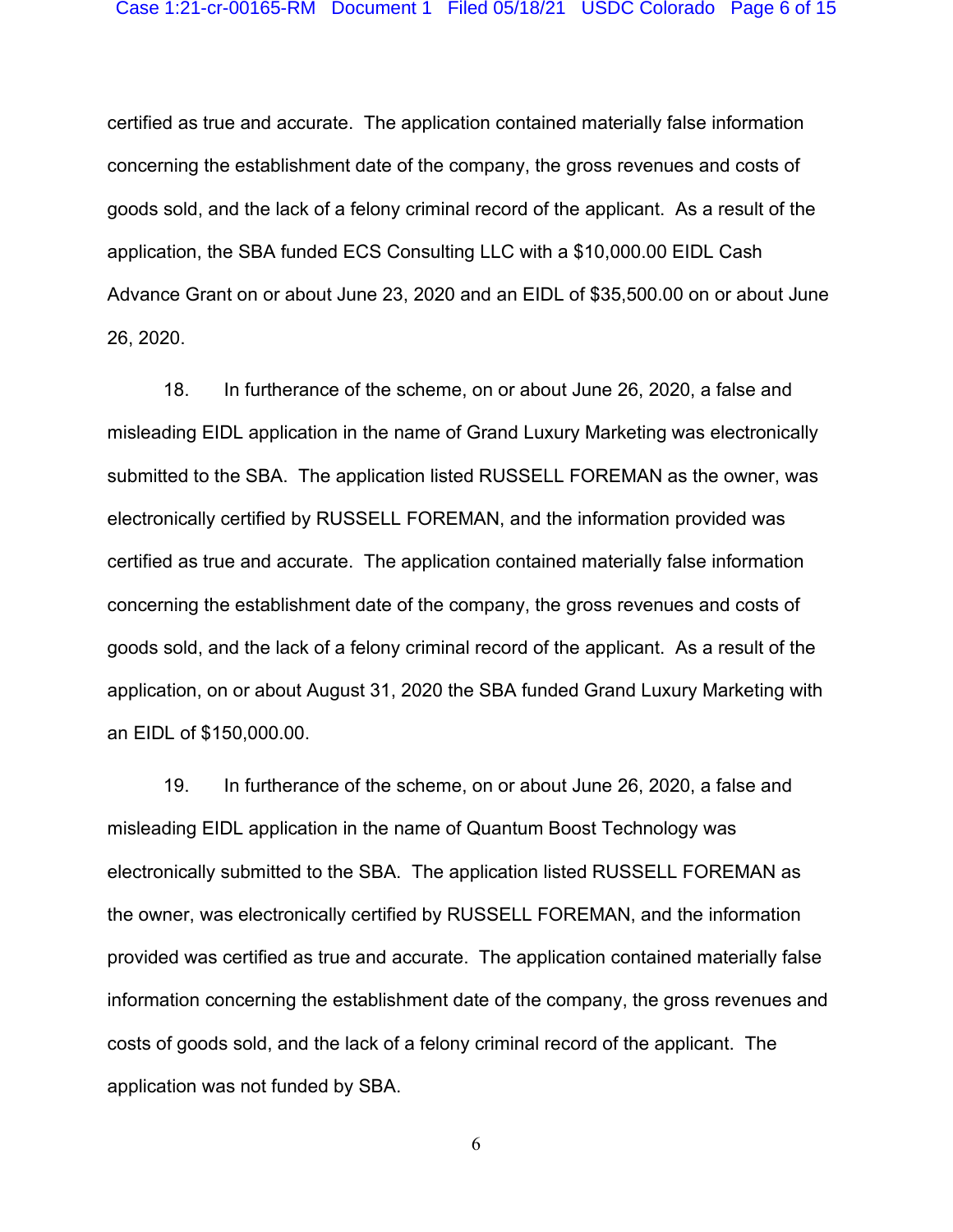certified as true and accurate. The application contained materially false information concerning the establishment date of the company, the gross revenues and costs of goods sold, and the lack of a felony criminal record of the applicant. As a result of the application, the SBA funded ECS Consulting LLC with a $10,000.00 EIDL Cash Advance Grant on or about June 23, 2020 and an EIDL of $35,500.00 on or about June 26, 2020.

18. In furtherance of the scheme, on or about June 26, 2020, a false and misleading EIDL application in the name of Grand Luxury Marketing was electronically submitted to the SBA. The application listed RUSSELL FOREMAN as the owner, was electronically certified by RUSSELL FOREMAN, and the information provided was certified as true and accurate. The application contained materially false information concerning the establishment date of the company, the gross revenues and costs of goods sold, and the lack of a felony criminal record of the applicant. As a result of the application, on or about August 31, 2020 the SBA funded Grand Luxury Marketing with an EIDL of $150,000.00.

19. In furtherance of the scheme, on or about June 26, 2020, a false and misleading EIDL application in the name of Quantum Boost Technology was electronically submitted to the SBA. The application listed RUSSELL FOREMAN as the owner, was electronically certified by RUSSELL FOREMAN, and the information provided was certified as true and accurate. The application contained materially false information concerning the establishment date of the company, the gross revenues and costs of goods sold, and the lack of a felony criminal record of the applicant. The application was not funded by SBA.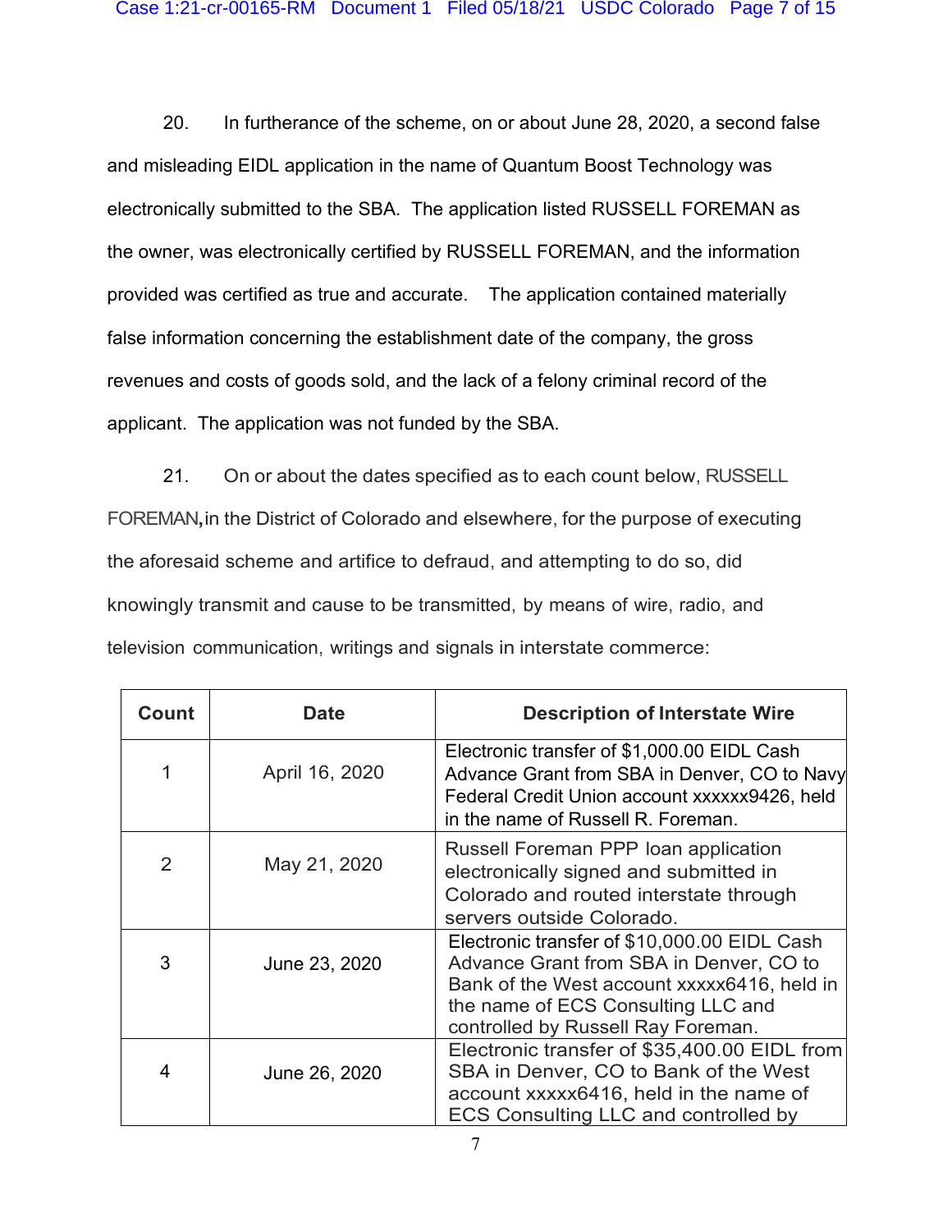20. In furtherance of the scheme, on or about June 28, 2020, a second false and misleading EIDL application in the name of Quantum Boost Technology was electronically submitted to the SBA. The application listed RUSSELL FOREMAN as the owner, was electronically certified by RUSSELL FOREMAN, and the information provided was certified as true and accurate. The application contained materially false information concerning the establishment date of the company, the gross revenues and costs of goods sold, and the lack of a felony criminal record of the applicant. The application was not funded by the SBA.

21. On or about the dates specified as to each count below, RUSSELL FOREMAN, in the District of Colorado and elsewhere, for the purpose of executing the aforesaid scheme and artifice to defraud, and attempting to do so, did knowingly transmit and cause to be transmitted, by means of wire, radio, and television communication, writings and signals in interstate commerce:

| Count | Date | Description of Interstate Wire |
|---|---|---|
| 1 | April 16, 2020 | Electronic transfer of $1,000.00 EIDL Cash Advance Grant from SBA in Denver, CO to Navy Federal Credit Union account xxxxxx9426, held in the name of Russell R. Foreman. |
| 2 | May 21, 2020 | Russell Foreman PPP loan application electronically signed and submitted in Colorado and routed interstate through servers outside Colorado. |
| 3 | June 23, 2020 | Electronic transfer of $10,000.00 EIDL Cash Advance Grant from SBA in Denver, CO to Bank of the West account xxxxx6416, held in the name of ECS Consulting LLC and controlled by Russell Ray Foreman. |
| 4 | June 26, 2020 | Electronic transfer of $35,400.00 EIDL from SBA in Denver, CO to Bank of the West account xxxxx6416, held in the name of ECS Consulting LLC and controlled by |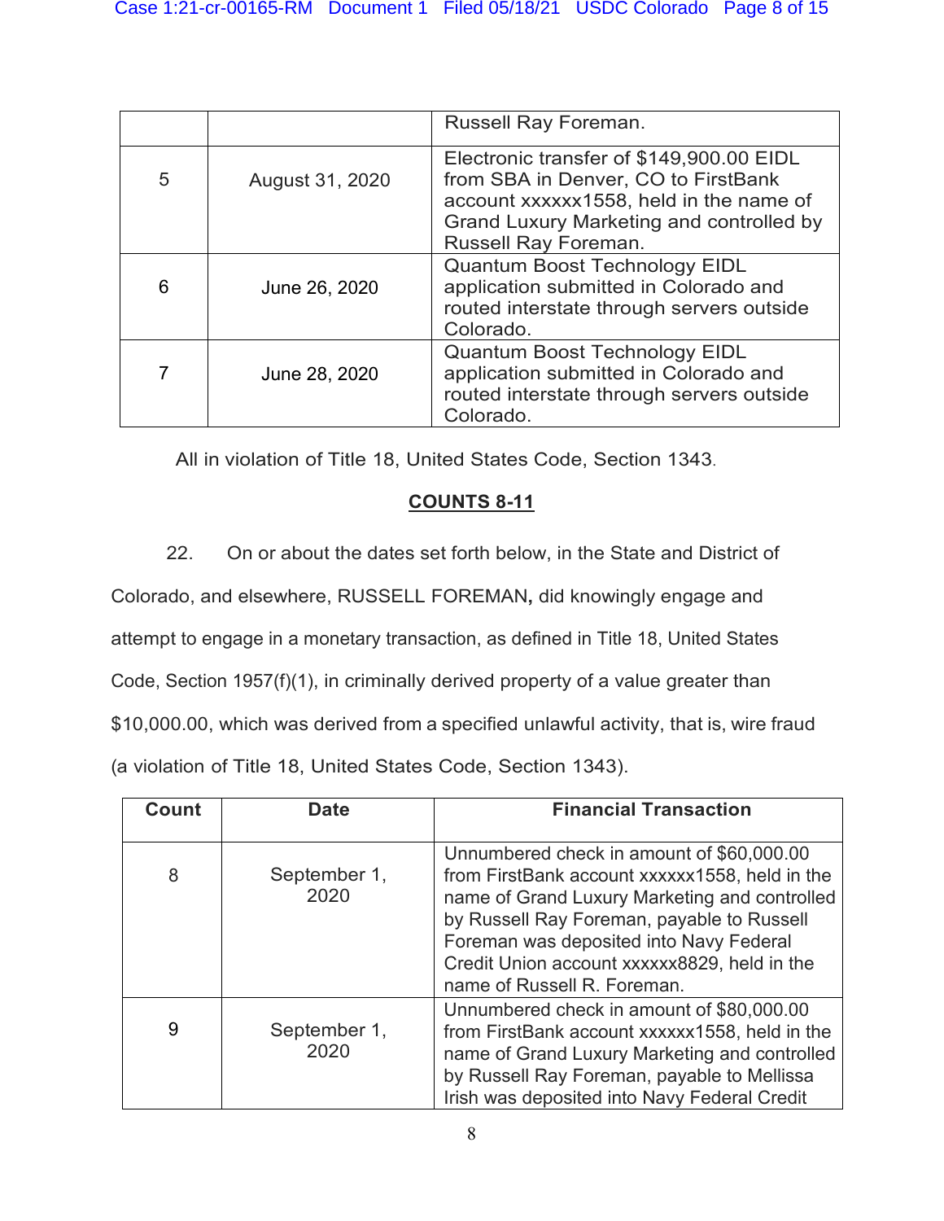| | | |
|---|---|---|
| | | Russell Ray Foreman. |
| 5 | August 31, 2020 | Electronic transfer of $149,900.00 EIDL from SBA in Denver, CO to FirstBank account xxxxxx1558, held in the name of Grand Luxury Marketing and controlled by Russell Ray Foreman. |
| 6 | June 26, 2020 | Quantum Boost Technology EIDL application submitted in Colorado and routed interstate through servers outside Colorado. |
| 7 | June 28, 2020 | Quantum Boost Technology EIDL application submitted in Colorado and routed interstate through servers outside Colorado. |

All in violation of Title 18, United States Code, Section 1343.

**COUNTS 8-11**

22. On or about the dates set forth below, in the State and District of Colorado, and elsewhere, RUSSELL FOREMAN**,** did knowingly engage and attempt to engage in a monetary transaction, as defined in Title 18, United States Code, Section 1957(f)(1), in criminally derived property of a value greater than $10,000.00, which was derived from a specified unlawful activity, that is, wire fraud (a violation of Title 18, United States Code, Section 1343).

| Count | Date | Financial Transaction |
|---|---|---|
| 8 | September 1, 2020 | Unnumbered check in amount of $60,000.00 from FirstBank account xxxxxx1558, held in the name of Grand Luxury Marketing and controlled by Russell Ray Foreman, payable to Russell Foreman was deposited into Navy Federal Credit Union account xxxxxx8829, held in the name of Russell R. Foreman. |
| 9 | September 1, 2020 | Unnumbered check in amount of $80,000.00 from FirstBank account xxxxxx1558, held in the name of Grand Luxury Marketing and controlled by Russell Ray Foreman, payable to Mellissa Irish was deposited into Navy Federal Credit |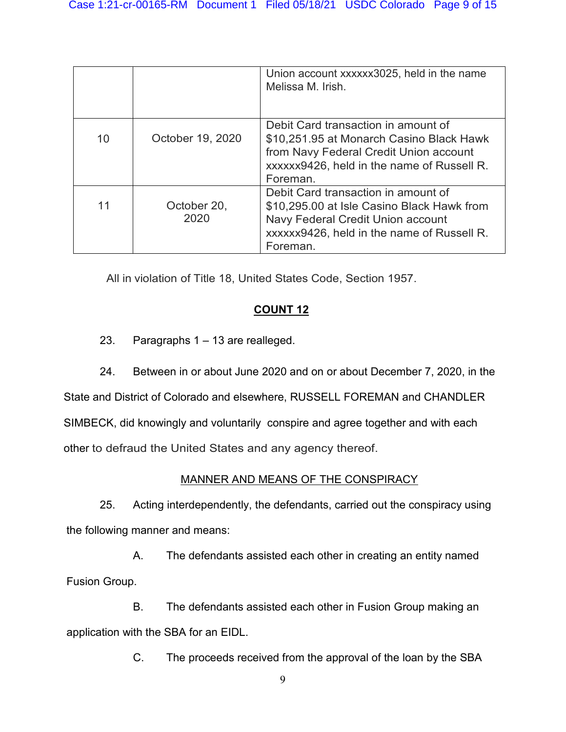| | | |
|---|---|---|
| | | Union account xxxxxx3025, held in the name Melissa M. Irish. |
| 10 | October 19, 2020 | Debit Card transaction in amount of $10,251.95 at Monarch Casino Black Hawk from Navy Federal Credit Union account xxxxxx9426, held in the name of Russell R. Foreman. |
| 11 | October 20, 2020 | Debit Card transaction in amount of $10,295.00 at Isle Casino Black Hawk from Navy Federal Credit Union account xxxxxx9426, held in the name of Russell R. Foreman. |

All in violation of Title 18, United States Code, Section 1957.

**COUNT 12**

23. Paragraphs 1 – 13 are realleged.

24. Between in or about June 2020 and on or about December 7, 2020, in the State and District of Colorado and elsewhere, RUSSELL FOREMAN and CHANDLER SIMBECK, did knowingly and voluntarily conspire and agree together and with each other to defraud the United States and any agency thereof.

MANNER AND MEANS OF THE CONSPIRACY

25. Acting interdependently, the defendants, carried out the conspiracy using the following manner and means:

A. The defendants assisted each other in creating an entity named Fusion Group.

B. The defendants assisted each other in Fusion Group making an application with the SBA for an EIDL.

C. The proceeds received from the approval of the loan by the SBA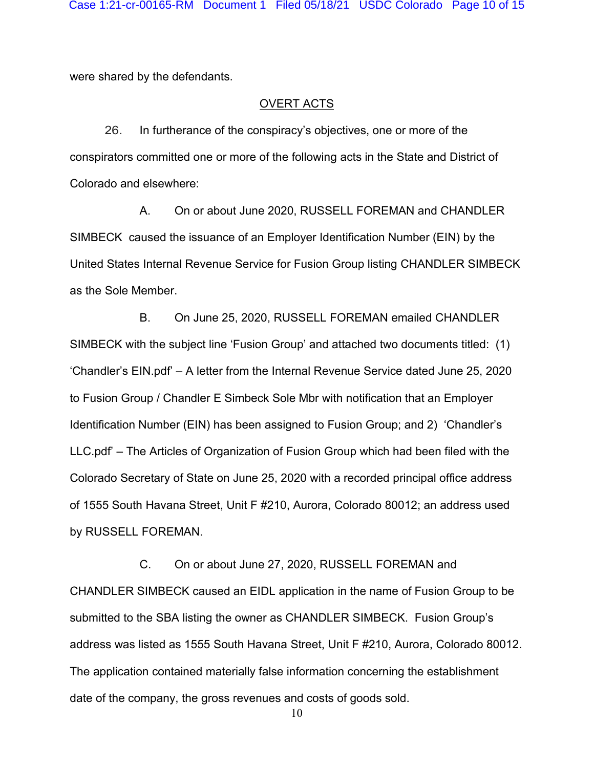were shared by the defendants.

OVERT ACTS

26. In furtherance of the conspiracy's objectives, one or more of the conspirators committed one or more of the following acts in the State and District of Colorado and elsewhere:

A. On or about June 2020, RUSSELL FOREMAN and CHANDLER SIMBECK caused the issuance of an Employer Identification Number (EIN) by the United States Internal Revenue Service for Fusion Group listing CHANDLER SIMBECK as the Sole Member.

B. On June 25, 2020, RUSSELL FOREMAN emailed CHANDLER SIMBECK with the subject line 'Fusion Group' and attached two documents titled: (1) 'Chandler's EIN.pdf' – A letter from the Internal Revenue Service dated June 25, 2020 to Fusion Group / Chandler E Simbeck Sole Mbr with notification that an Employer Identification Number (EIN) has been assigned to Fusion Group; and 2) 'Chandler's LLC.pdf' – The Articles of Organization of Fusion Group which had been filed with the Colorado Secretary of State on June 25, 2020 with a recorded principal office address of 1555 South Havana Street, Unit F #210, Aurora, Colorado 80012; an address used by RUSSELL FOREMAN.

C. On or about June 27, 2020, RUSSELL FOREMAN and CHANDLER SIMBECK caused an EIDL application in the name of Fusion Group to be submitted to the SBA listing the owner as CHANDLER SIMBECK. Fusion Group's address was listed as 1555 South Havana Street, Unit F #210, Aurora, Colorado 80012. The application contained materially false information concerning the establishment date of the company, the gross revenues and costs of goods sold.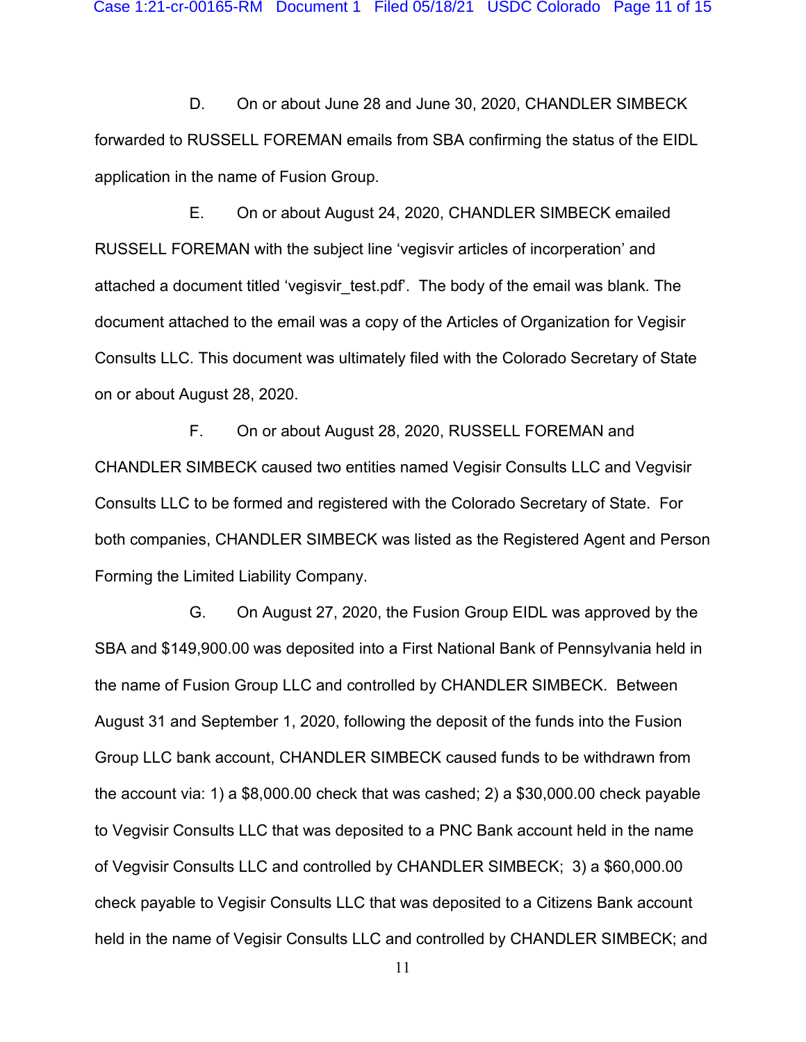D. On or about June 28 and June 30, 2020, CHANDLER SIMBECK forwarded to RUSSELL FOREMAN emails from SBA confirming the status of the EIDL application in the name of Fusion Group.

E. On or about August 24, 2020, CHANDLER SIMBECK emailed RUSSELL FOREMAN with the subject line 'vegisvir articles of incorperation' and attached a document titled 'vegisvir_test.pdf'. The body of the email was blank. The document attached to the email was a copy of the Articles of Organization for Vegisir Consults LLC. This document was ultimately filed with the Colorado Secretary of State on or about August 28, 2020.

F. On or about August 28, 2020, RUSSELL FOREMAN and CHANDLER SIMBECK caused two entities named Vegisir Consults LLC and Vegvisir Consults LLC to be formed and registered with the Colorado Secretary of State. For both companies, CHANDLER SIMBECK was listed as the Registered Agent and Person Forming the Limited Liability Company.

G. On August 27, 2020, the Fusion Group EIDL was approved by the SBA and $149,900.00 was deposited into a First National Bank of Pennsylvania held in the name of Fusion Group LLC and controlled by CHANDLER SIMBECK. Between August 31 and September 1, 2020, following the deposit of the funds into the Fusion Group LLC bank account, CHANDLER SIMBECK caused funds to be withdrawn from the account via: 1) a $8,000.00 check that was cashed; 2) a $30,000.00 check payable to Vegvisir Consults LLC that was deposited to a PNC Bank account held in the name of Vegvisir Consults LLC and controlled by CHANDLER SIMBECK; 3) a $60,000.00 check payable to Vegisir Consults LLC that was deposited to a Citizens Bank account held in the name of Vegisir Consults LLC and controlled by CHANDLER SIMBECK; and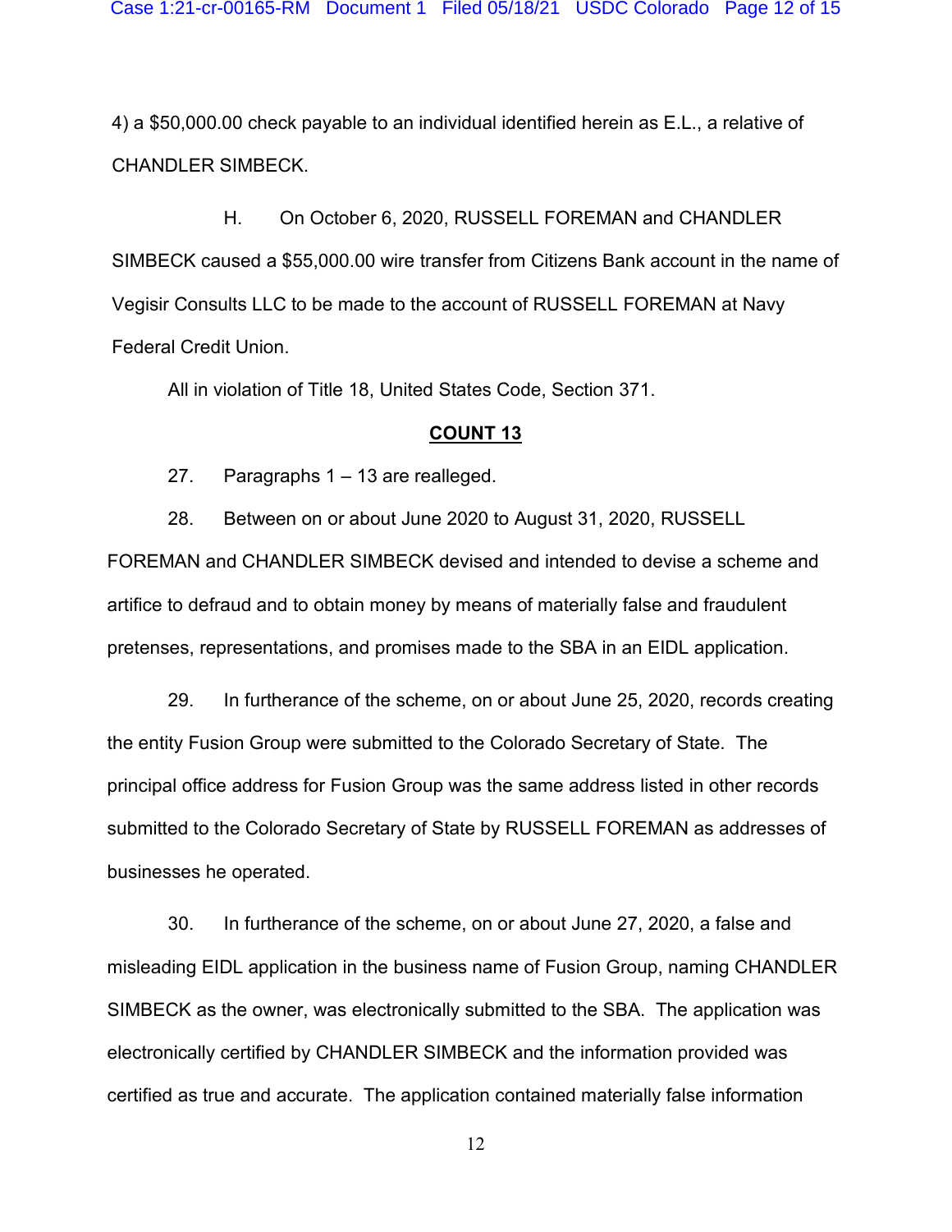4) a $50,000.00 check payable to an individual identified herein as E.L., a relative of CHANDLER SIMBECK.

H. On October 6, 2020, RUSSELL FOREMAN and CHANDLER SIMBECK caused a $55,000.00 wire transfer from Citizens Bank account in the name of Vegisir Consults LLC to be made to the account of RUSSELL FOREMAN at Navy Federal Credit Union.

All in violation of Title 18, United States Code, Section 371.

**COUNT 13**

27. Paragraphs 1 – 13 are realleged.

28. Between on or about June 2020 to August 31, 2020, RUSSELL FOREMAN and CHANDLER SIMBECK devised and intended to devise a scheme and artifice to defraud and to obtain money by means of materially false and fraudulent pretenses, representations, and promises made to the SBA in an EIDL application.

29. In furtherance of the scheme, on or about June 25, 2020, records creating the entity Fusion Group were submitted to the Colorado Secretary of State. The principal office address for Fusion Group was the same address listed in other records submitted to the Colorado Secretary of State by RUSSELL FOREMAN as addresses of businesses he operated.

30. In furtherance of the scheme, on or about June 27, 2020, a false and misleading EIDL application in the business name of Fusion Group, naming CHANDLER SIMBECK as the owner, was electronically submitted to the SBA. The application was electronically certified by CHANDLER SIMBECK and the information provided was certified as true and accurate. The application contained materially false information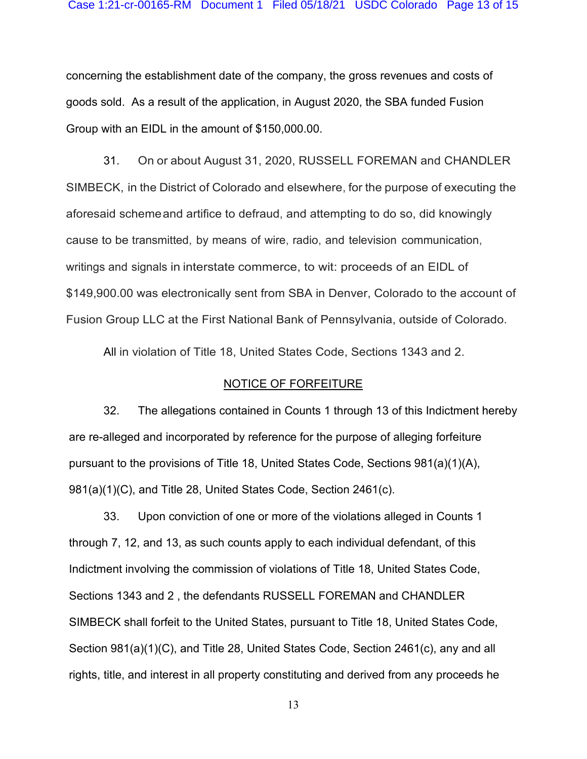concerning the establishment date of the company, the gross revenues and costs of goods sold. As a result of the application, in August 2020, the SBA funded Fusion Group with an EIDL in the amount of $150,000.00.

31. On or about August 31, 2020, RUSSELL FOREMAN and CHANDLER SIMBECK, in the District of Colorado and elsewhere, for the purpose of executing the aforesaid scheme and artifice to defraud, and attempting to do so, did knowingly cause to be transmitted, by means of wire, radio, and television communication, writings and signals in interstate commerce, to wit: proceeds of an EIDL of $149,900.00 was electronically sent from SBA in Denver, Colorado to the account of Fusion Group LLC at the First National Bank of Pennsylvania, outside of Colorado.

All in violation of Title 18, United States Code, Sections 1343 and 2.

## NOTICE OF FORFEITURE

32. The allegations contained in Counts 1 through 13 of this Indictment hereby are re-alleged and incorporated by reference for the purpose of alleging forfeiture pursuant to the provisions of Title 18, United States Code, Sections 981(a)(1)(A), 981(a)(1)(C), and Title 28, United States Code, Section 2461(c).

33. Upon conviction of one or more of the violations alleged in Counts 1 through 7, 12, and 13, as such counts apply to each individual defendant, of this Indictment involving the commission of violations of Title 18, United States Code, Sections 1343 and 2 , the defendants RUSSELL FOREMAN and CHANDLER SIMBECK shall forfeit to the United States, pursuant to Title 18, United States Code, Section 981(a)(1)(C), and Title 28, United States Code, Section 2461(c), any and all rights, title, and interest in all property constituting and derived from any proceeds he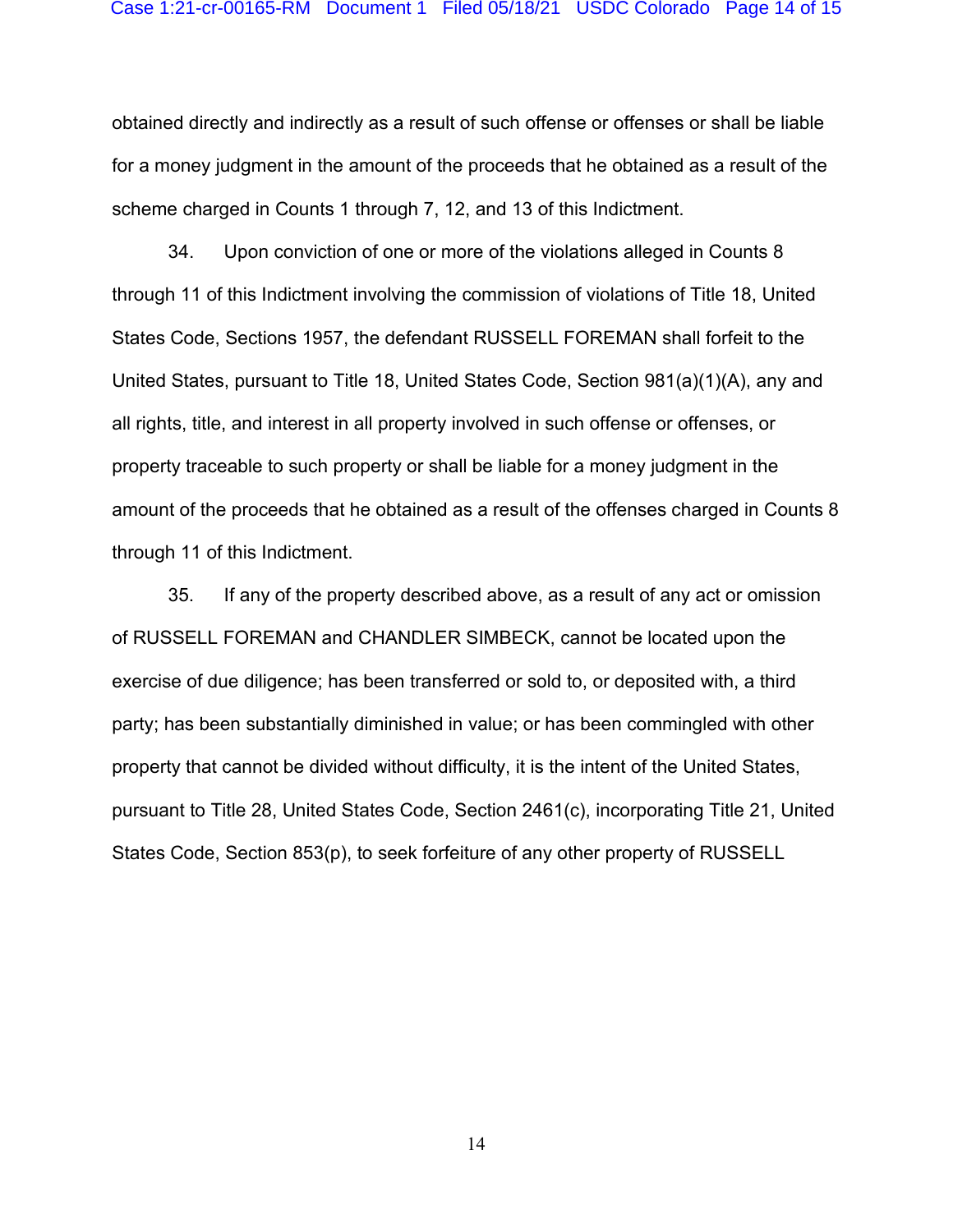obtained directly and indirectly as a result of such offense or offenses or shall be liable for a money judgment in the amount of the proceeds that he obtained as a result of the scheme charged in Counts 1 through 7, 12, and 13 of this Indictment.

34. Upon conviction of one or more of the violations alleged in Counts 8 through 11 of this Indictment involving the commission of violations of Title 18, United States Code, Sections 1957, the defendant RUSSELL FOREMAN shall forfeit to the United States, pursuant to Title 18, United States Code, Section 981(a)(1)(A), any and all rights, title, and interest in all property involved in such offense or offenses, or property traceable to such property or shall be liable for a money judgment in the amount of the proceeds that he obtained as a result of the offenses charged in Counts 8 through 11 of this Indictment.

35. If any of the property described above, as a result of any act or omission of RUSSELL FOREMAN and CHANDLER SIMBECK, cannot be located upon the exercise of due diligence; has been transferred or sold to, or deposited with, a third party; has been substantially diminished in value; or has been commingled with other property that cannot be divided without difficulty, it is the intent of the United States, pursuant to Title 28, United States Code, Section 2461(c), incorporating Title 21, United States Code, Section 853(p), to seek forfeiture of any other property of RUSSELL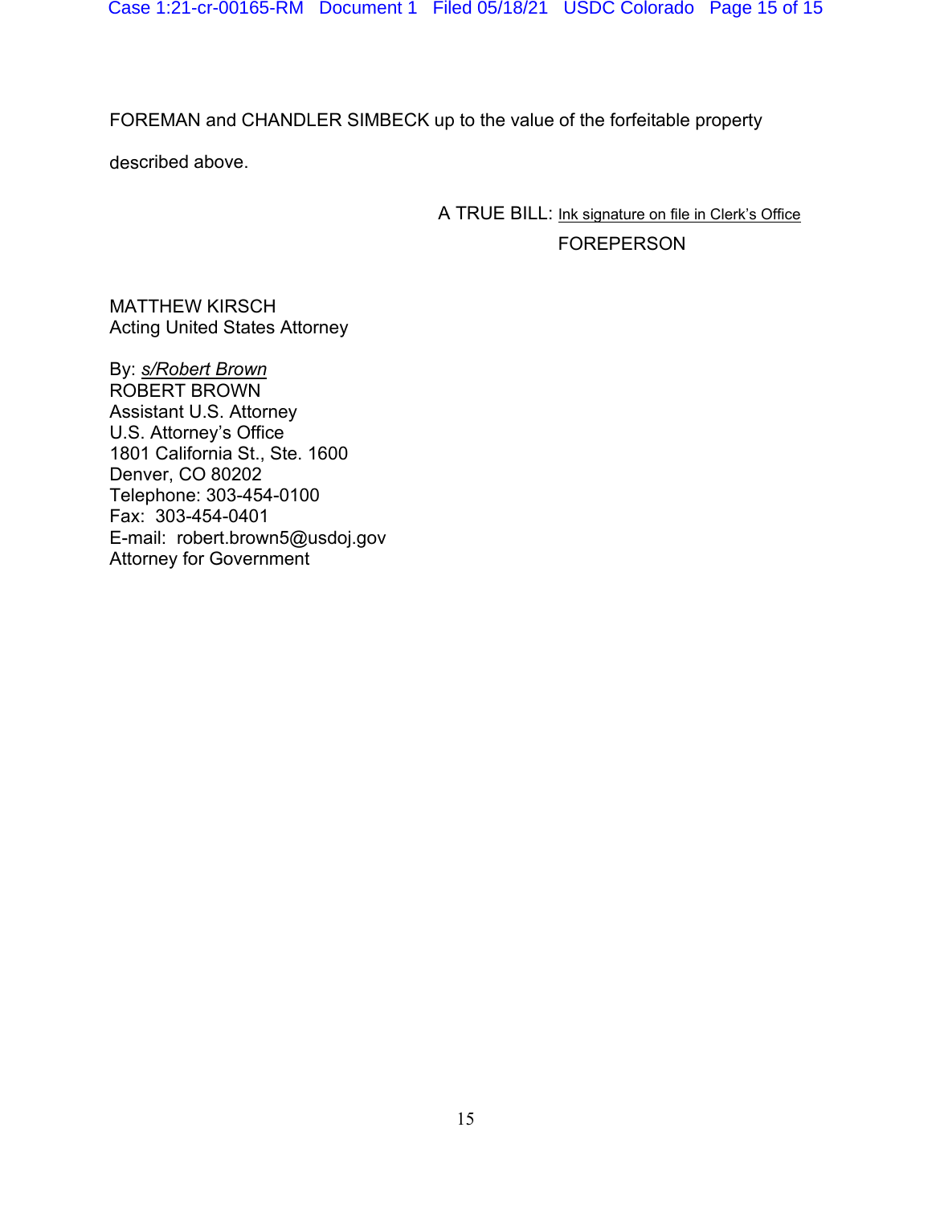FOREMAN and CHANDLER SIMBECK up to the value of the forfeitable property described above.

A TRUE BILL: Ink signature on file in Clerk's Office

FOREPERSON

MATTHEW KIRSCH
Acting United States Attorney

By: *s/Robert Brown*
ROBERT BROWN
Assistant U.S. Attorney
U.S. Attorney's Office
1801 California St., Ste. 1600
Denver, CO 80202
Telephone: 303-454-0100
Fax: 303-454-0401
E-mail: robert.brown5@usdoj.gov
Attorney for Government